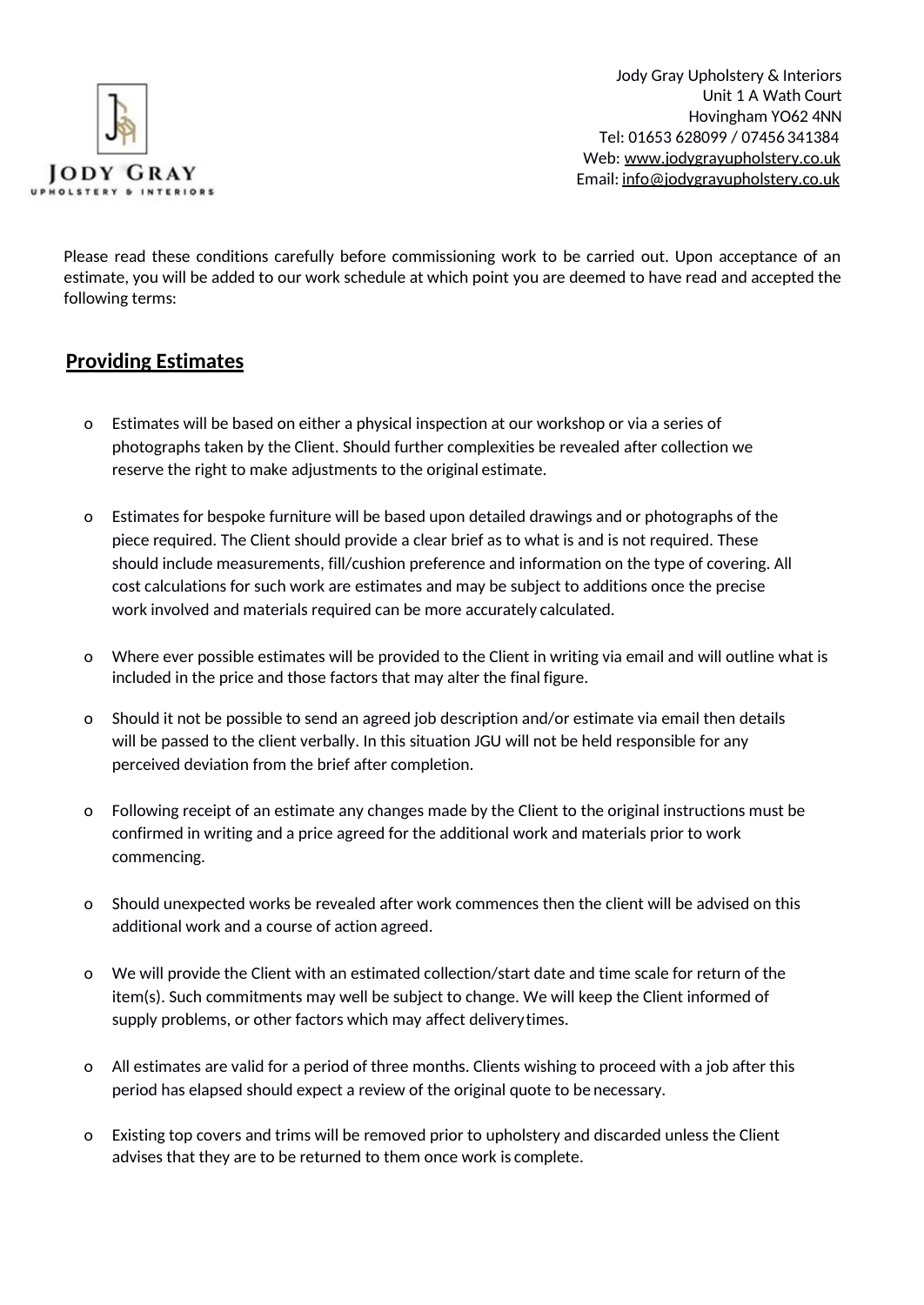Jody Gray Upholstery & Interiors
Unit 1 A Wath Court
Hovingham YO62 4NN
Tel: 01653 628099 / 07456 341384
Web: www.jodygrayupholstery.co.uk
Email: info@jodygrayupholstery.co.uk

Please read these conditions carefully before commissioning work to be carried out. Upon acceptance of an estimate, you will be added to our work schedule at which point you are deemed to have read and accepted the following terms:

## Providing Estimates

- Estimates will be based on either a physical inspection at our workshop or via a series of photographs taken by the Client. Should further complexities be revealed after collection we reserve the right to make adjustments to the original estimate.

- Estimates for bespoke furniture will be based upon detailed drawings and or photographs of the piece required. The Client should provide a clear brief as to what is and is not required. These should include measurements, fill/cushion preference and information on the type of covering. All cost calculations for such work are estimates and may be subject to additions once the precise work involved and materials required can be more accurately calculated.

- Where ever possible estimates will be provided to the Client in writing via email and will outline what is included in the price and those factors that may alter the final figure.

- Should it not be possible to send an agreed job description and/or estimate via email then details will be passed to the client verbally. In this situation JGU will not be held responsible for any perceived deviation from the brief after completion.

- Following receipt of an estimate any changes made by the Client to the original instructions must be confirmed in writing and a price agreed for the additional work and materials prior to work commencing.

- Should unexpected works be revealed after work commences then the client will be advised on this additional work and a course of action agreed.

- We will provide the Client with an estimated collection/start date and time scale for return of the item(s). Such commitments may well be subject to change. We will keep the Client informed of supply problems, or other factors which may affect delivery times.

- All estimates are valid for a period of three months. Clients wishing to proceed with a job after this period has elapsed should expect a review of the original quote to be necessary.

- Existing top covers and trims will be removed prior to upholstery and discarded unless the Client advises that they are to be returned to them once work is complete.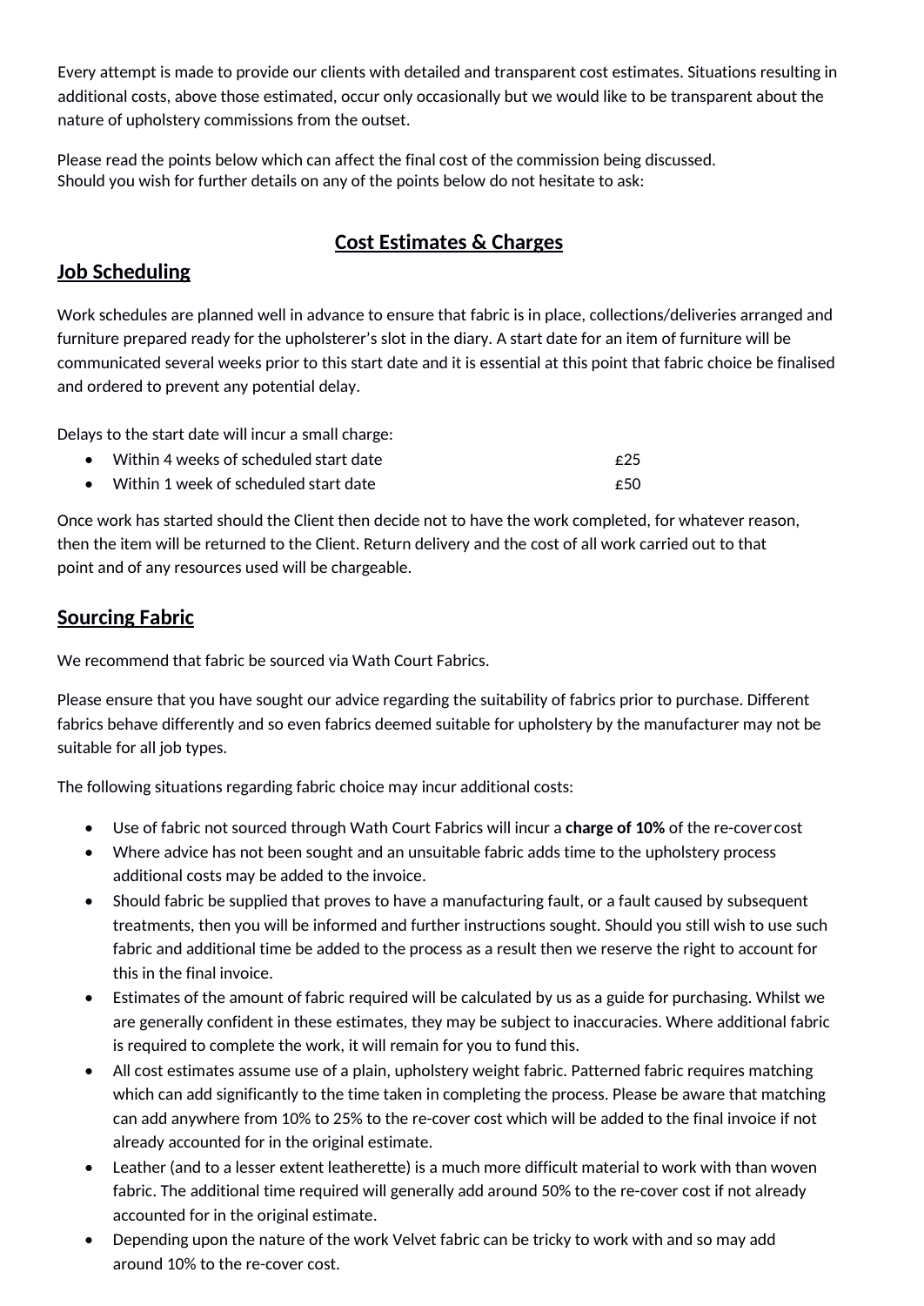Every attempt is made to provide our clients with detailed and transparent cost estimates. Situations resulting in additional costs, above those estimated, occur only occasionally but we would like to be transparent about the nature of upholstery commissions from the outset.

Please read the points below which can affect the final cost of the commission being discussed.
Should you wish for further details on any of the points below do not hesitate to ask:

## Cost Estimates & Charges

### Job Scheduling

Work schedules are planned well in advance to ensure that fabric is in place, collections/deliveries arranged and furniture prepared ready for the upholsterer's slot in the diary. A start date for an item of furniture will be communicated several weeks prior to this start date and it is essential at this point that fabric choice be finalised and ordered to prevent any potential delay.

Delays to the start date will incur a small charge:

- Within 4 weeks of scheduled start date £25
- Within 1 week of scheduled start date £50

Once work has started should the Client then decide not to have the work completed, for whatever reason, then the item will be returned to the Client. Return delivery and the cost of all work carried out to that point and of any resources used will be chargeable.

### Sourcing Fabric

We recommend that fabric be sourced via Wath Court Fabrics.

Please ensure that you have sought our advice regarding the suitability of fabrics prior to purchase. Different fabrics behave differently and so even fabrics deemed suitable for upholstery by the manufacturer may not be suitable for all job types.

The following situations regarding fabric choice may incur additional costs:

- Use of fabric not sourced through Wath Court Fabrics will incur a **charge of 10%** of the re-cover cost
- Where advice has not been sought and an unsuitable fabric adds time to the upholstery process additional costs may be added to the invoice.
- Should fabric be supplied that proves to have a manufacturing fault, or a fault caused by subsequent treatments, then you will be informed and further instructions sought. Should you still wish to use such fabric and additional time be added to the process as a result then we reserve the right to account for this in the final invoice.
- Estimates of the amount of fabric required will be calculated by us as a guide for purchasing. Whilst we are generally confident in these estimates, they may be subject to inaccuracies. Where additional fabric is required to complete the work, it will remain for you to fund this.
- All cost estimates assume use of a plain, upholstery weight fabric. Patterned fabric requires matching which can add significantly to the time taken in completing the process. Please be aware that matching can add anywhere from 10% to 25% to the re-cover cost which will be added to the final invoice if not already accounted for in the original estimate.
- Leather (and to a lesser extent leatherette) is a much more difficult material to work with than woven fabric. The additional time required will generally add around 50% to the re-cover cost if not already accounted for in the original estimate.
- Depending upon the nature of the work Velvet fabric can be tricky to work with and so may add around 10% to the re-cover cost.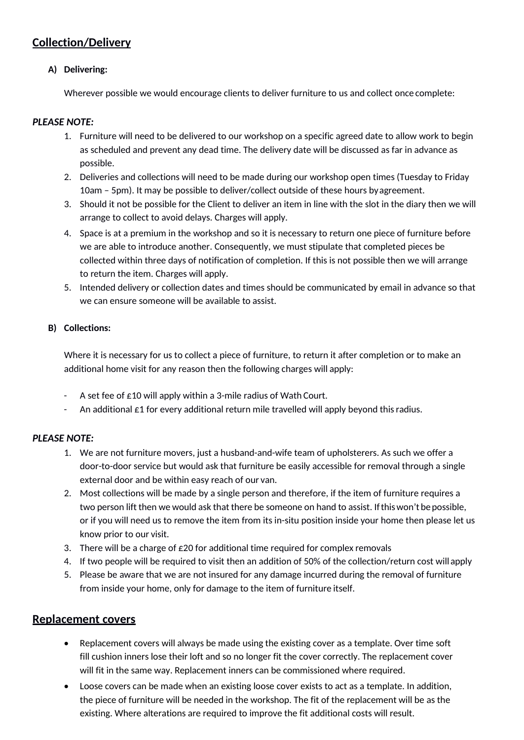## Collection/Delivery

**A) Delivering:**

Wherever possible we would encourage clients to deliver furniture to us and collect once complete:

***PLEASE NOTE:***

1. Furniture will need to be delivered to our workshop on a specific agreed date to allow work to begin as scheduled and prevent any dead time. The delivery date will be discussed as far in advance as possible.
2. Deliveries and collections will need to be made during our workshop open times (Tuesday to Friday 10am – 5pm). It may be possible to deliver/collect outside of these hours by agreement.
3. Should it not be possible for the Client to deliver an item in line with the slot in the diary then we will arrange to collect to avoid delays. Charges will apply.
4. Space is at a premium in the workshop and so it is necessary to return one piece of furniture before we are able to introduce another. Consequently, we must stipulate that completed pieces be collected within three days of notification of completion. If this is not possible then we will arrange to return the item. Charges will apply.
5. Intended delivery or collection dates and times should be communicated by email in advance so that we can ensure someone will be available to assist.

**B) Collections:**

Where it is necessary for us to collect a piece of furniture, to return it after completion or to make an additional home visit for any reason then the following charges will apply:

- A set fee of £10 will apply within a 3-mile radius of Wath Court.
- An additional £1 for every additional return mile travelled will apply beyond this radius.

***PLEASE NOTE:***

1. We are not furniture movers, just a husband-and-wife team of upholsterers. As such we offer a door-to-door service but would ask that furniture be easily accessible for removal through a single external door and be within easy reach of our van.
2. Most collections will be made by a single person and therefore, if the item of furniture requires a two person lift then we would ask that there be someone on hand to assist. If this won't be possible, or if you will need us to remove the item from its in-situ position inside your home then please let us know prior to our visit.
3. There will be a charge of £20 for additional time required for complex removals
4. If two people will be required to visit then an addition of 50% of the collection/return cost will apply
5. Please be aware that we are not insured for any damage incurred during the removal of furniture from inside your home, only for damage to the item of furniture itself.

## Replacement covers

- Replacement covers will always be made using the existing cover as a template. Over time soft fill cushion inners lose their loft and so no longer fit the cover correctly. The replacement cover will fit in the same way. Replacement inners can be commissioned where required.
- Loose covers can be made when an existing loose cover exists to act as a template. In addition, the piece of furniture will be needed in the workshop. The fit of the replacement will be as the existing. Where alterations are required to improve the fit additional costs will result.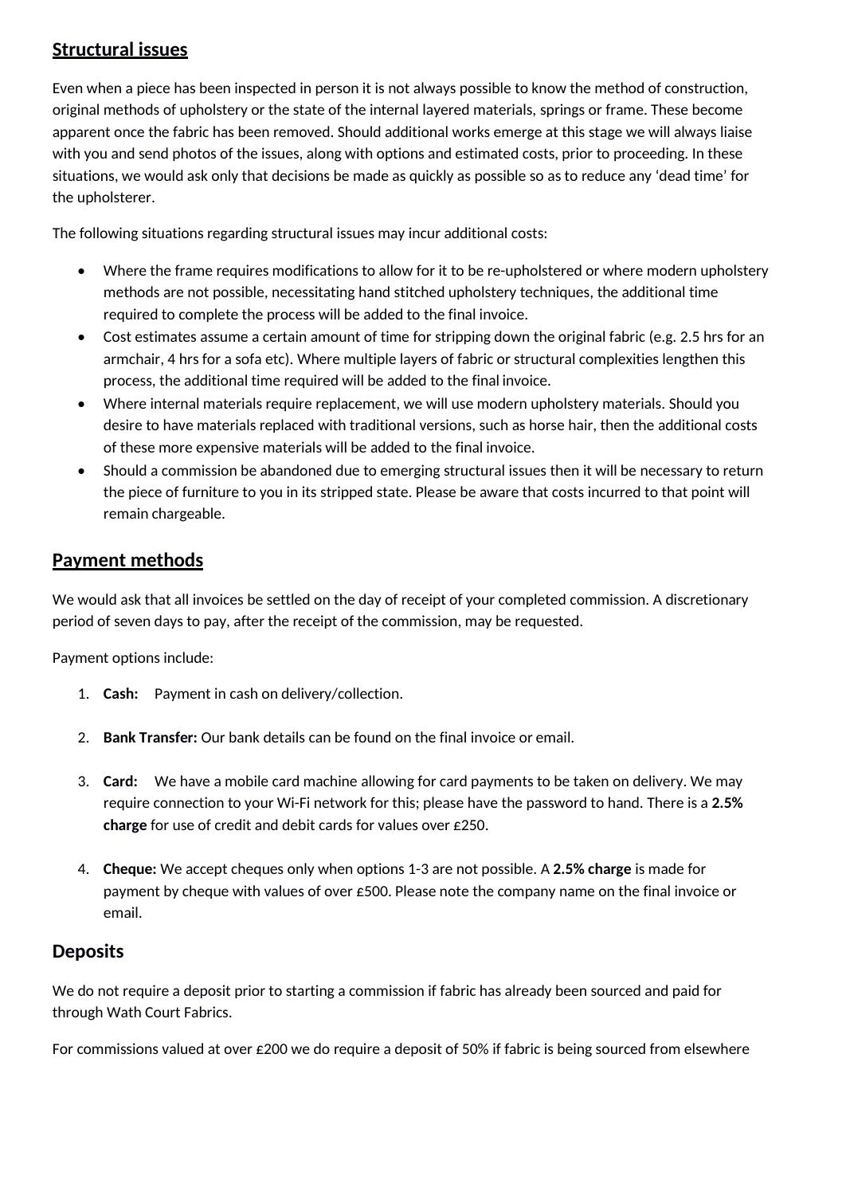## Structural issues

Even when a piece has been inspected in person it is not always possible to know the method of construction, original methods of upholstery or the state of the internal layered materials, springs or frame. These become apparent once the fabric has been removed. Should additional works emerge at this stage we will always liaise with you and send photos of the issues, along with options and estimated costs, prior to proceeding. In these situations, we would ask only that decisions be made as quickly as possible so as to reduce any 'dead time' for the upholsterer.

The following situations regarding structural issues may incur additional costs:

- Where the frame requires modifications to allow for it to be re-upholstered or where modern upholstery methods are not possible, necessitating hand stitched upholstery techniques, the additional time required to complete the process will be added to the final invoice.
- Cost estimates assume a certain amount of time for stripping down the original fabric (e.g. 2.5 hrs for an armchair, 4 hrs for a sofa etc). Where multiple layers of fabric or structural complexities lengthen this process, the additional time required will be added to the final invoice.
- Where internal materials require replacement, we will use modern upholstery materials. Should you desire to have materials replaced with traditional versions, such as horse hair, then the additional costs of these more expensive materials will be added to the final invoice.
- Should a commission be abandoned due to emerging structural issues then it will be necessary to return the piece of furniture to you in its stripped state. Please be aware that costs incurred to that point will remain chargeable.

## Payment methods

We would ask that all invoices be settled on the day of receipt of your completed commission. A discretionary period of seven days to pay, after the receipt of the commission, may be requested.

Payment options include:

1. **Cash:** Payment in cash on delivery/collection.

2. **Bank Transfer:** Our bank details can be found on the final invoice or email.

3. **Card:** We have a mobile card machine allowing for card payments to be taken on delivery. We may require connection to your Wi-Fi network for this; please have the password to hand. There is a **2.5% charge** for use of credit and debit cards for values over £250.

4. **Cheque:** We accept cheques only when options 1-3 are not possible. A **2.5% charge** is made for payment by cheque with values of over £500. Please note the company name on the final invoice or email.

## Deposits

We do not require a deposit prior to starting a commission if fabric has already been sourced and paid for through Wath Court Fabrics.

For commissions valued at over £200 we do require a deposit of 50% if fabric is being sourced from elsewhere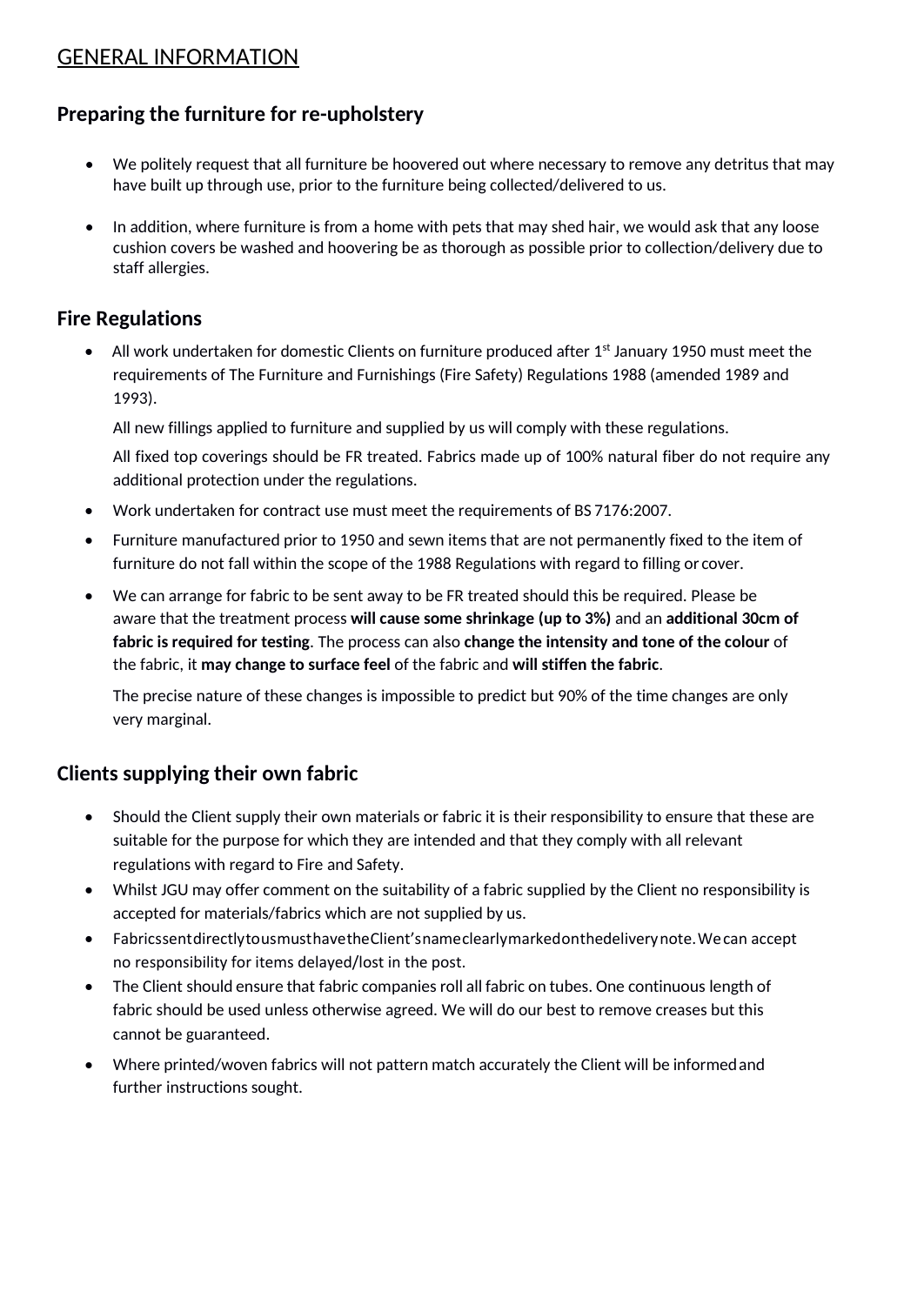# GENERAL INFORMATION

## Preparing the furniture for re-upholstery

- We politely request that all furniture be hoovered out where necessary to remove any detritus that may have built up through use, prior to the furniture being collected/delivered to us.

- In addition, where furniture is from a home with pets that may shed hair, we would ask that any loose cushion covers be washed and hoovering be as thorough as possible prior to collection/delivery due to staff allergies.

## Fire Regulations

- All work undertaken for domestic Clients on furniture produced after 1st January 1950 must meet the requirements of The Furniture and Furnishings (Fire Safety) Regulations 1988 (amended 1989 and 1993).

  All new fillings applied to furniture and supplied by us will comply with these regulations.

  All fixed top coverings should be FR treated. Fabrics made up of 100% natural fiber do not require any additional protection under the regulations.

- Work undertaken for contract use must meet the requirements of BS 7176:2007.

- Furniture manufactured prior to 1950 and sewn items that are not permanently fixed to the item of furniture do not fall within the scope of the 1988 Regulations with regard to filling or cover.

- We can arrange for fabric to be sent away to be FR treated should this be required. Please be aware that the treatment process **will cause some shrinkage (up to 3%)** and an **additional 30cm of fabric is required for testing**. The process can also **change the intensity and tone of the colour** of the fabric, it **may change to surface feel** of the fabric and **will stiffen the fabric**.

  The precise nature of these changes is impossible to predict but 90% of the time changes are only very marginal.

## Clients supplying their own fabric

- Should the Client supply their own materials or fabric it is their responsibility to ensure that these are suitable for the purpose for which they are intended and that they comply with all relevant regulations with regard to Fire and Safety.
- Whilst JGU may offer comment on the suitability of a fabric supplied by the Client no responsibility is accepted for materials/fabrics which are not supplied by us.
- Fabrics sent directly to us must have the Client's name clearly marked on the delivery note. We can accept no responsibility for items delayed/lost in the post.
- The Client should ensure that fabric companies roll all fabric on tubes. One continuous length of fabric should be used unless otherwise agreed. We will do our best to remove creases but this cannot be guaranteed.
- Where printed/woven fabrics will not pattern match accurately the Client will be informed and further instructions sought.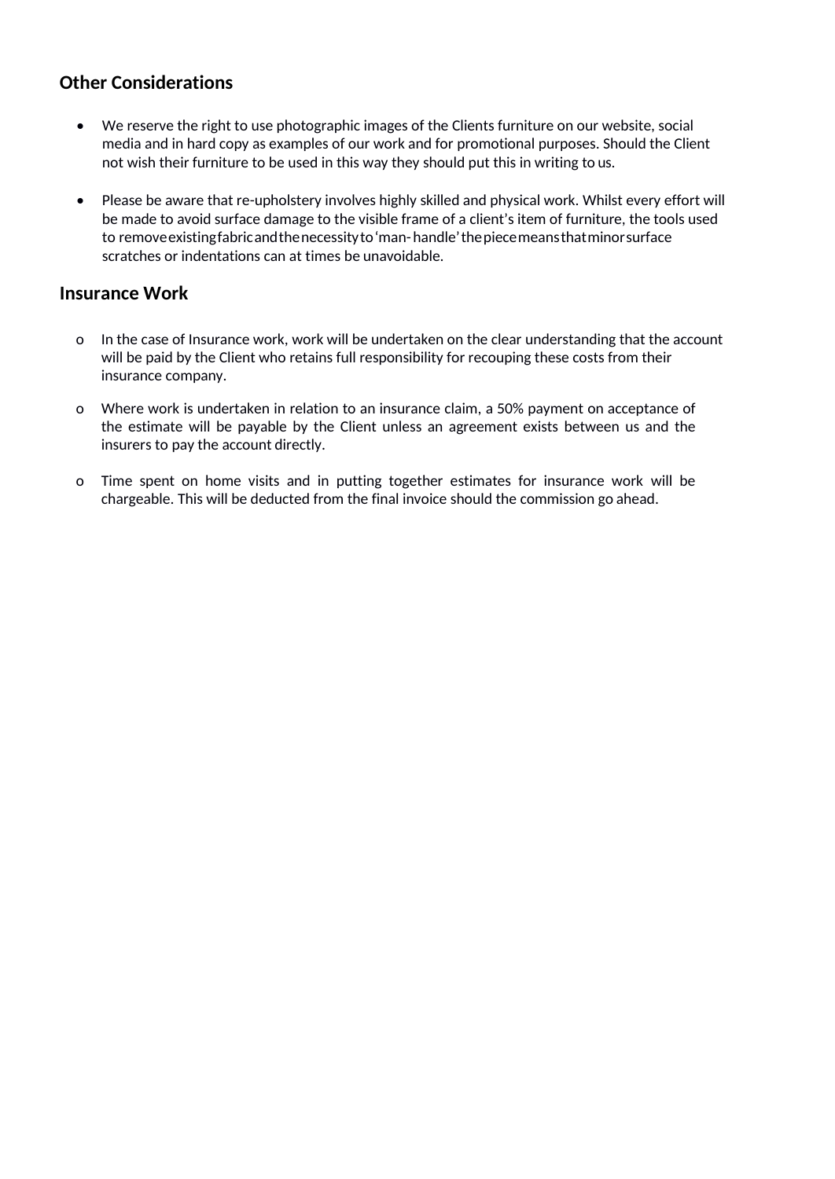## Other Considerations

- We reserve the right to use photographic images of the Clients furniture on our website, social media and in hard copy as examples of our work and for promotional purposes. Should the Client not wish their furniture to be used in this way they should put this in writing to us.

- Please be aware that re-upholstery involves highly skilled and physical work. Whilst every effort will be made to avoid surface damage to the visible frame of a client's item of furniture, the tools used to remove existing fabric and the necessity to 'man- handle' the piece means that minor surface scratches or indentations can at times be unavoidable.

## Insurance Work

- In the case of Insurance work, work will be undertaken on the clear understanding that the account will be paid by the Client who retains full responsibility for recouping these costs from their insurance company.

- Where work is undertaken in relation to an insurance claim, a 50% payment on acceptance of the estimate will be payable by the Client unless an agreement exists between us and the insurers to pay the account directly.

- Time spent on home visits and in putting together estimates for insurance work will be chargeable. This will be deducted from the final invoice should the commission go ahead.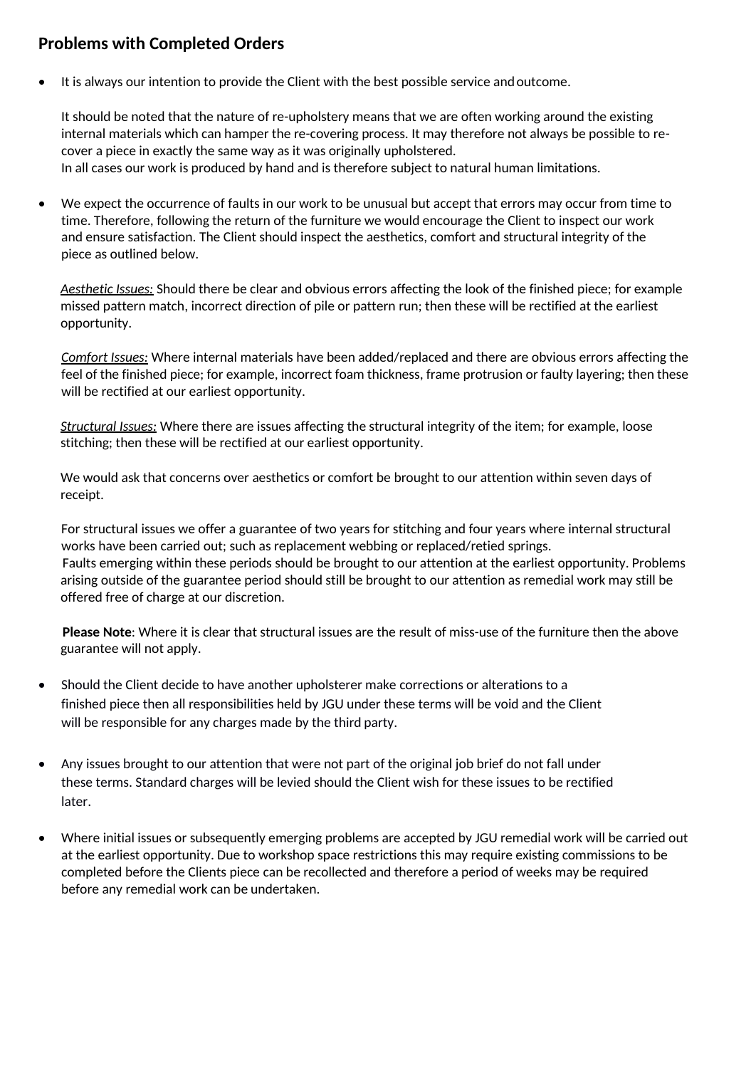## Problems with Completed Orders

- It is always our intention to provide the Client with the best possible service and outcome.

  It should be noted that the nature of re-upholstery means that we are often working around the existing internal materials which can hamper the re-covering process. It may therefore not always be possible to re-cover a piece in exactly the same way as it was originally upholstered.
  In all cases our work is produced by hand and is therefore subject to natural human limitations.

- We expect the occurrence of faults in our work to be unusual but accept that errors may occur from time to time. Therefore, following the return of the furniture we would encourage the Client to inspect our work and ensure satisfaction. The Client should inspect the aesthetics, comfort and structural integrity of the piece as outlined below.

  *Aesthetic Issues:* Should there be clear and obvious errors affecting the look of the finished piece; for example missed pattern match, incorrect direction of pile or pattern run; then these will be rectified at the earliest opportunity.

  *Comfort Issues:* Where internal materials have been added/replaced and there are obvious errors affecting the feel of the finished piece; for example, incorrect foam thickness, frame protrusion or faulty layering; then these will be rectified at our earliest opportunity.

  *Structural Issues:* Where there are issues affecting the structural integrity of the item; for example, loose stitching; then these will be rectified at our earliest opportunity.

  We would ask that concerns over aesthetics or comfort be brought to our attention within seven days of receipt.

  For structural issues we offer a guarantee of two years for stitching and four years where internal structural works have been carried out; such as replacement webbing or replaced/retied springs.
  Faults emerging within these periods should be brought to our attention at the earliest opportunity. Problems arising outside of the guarantee period should still be brought to our attention as remedial work may still be offered free of charge at our discretion.

  **Please Note**: Where it is clear that structural issues are the result of miss-use of the furniture then the above guarantee will not apply.

- Should the Client decide to have another upholsterer make corrections or alterations to a finished piece then all responsibilities held by JGU under these terms will be void and the Client will be responsible for any charges made by the third party.

- Any issues brought to our attention that were not part of the original job brief do not fall under these terms. Standard charges will be levied should the Client wish for these issues to be rectified later.

- Where initial issues or subsequently emerging problems are accepted by JGU remedial work will be carried out at the earliest opportunity. Due to workshop space restrictions this may require existing commissions to be completed before the Clients piece can be recollected and therefore a period of weeks may be required before any remedial work can be undertaken.